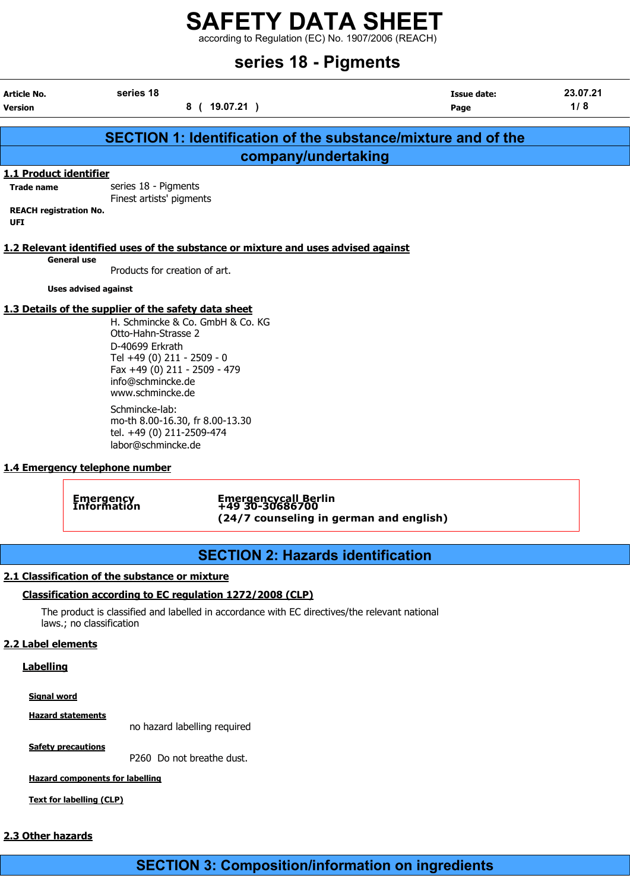# SAFETY DATA SHEET

according to Regulation (EC) No. 1907/2006 (REACH)

## series 18 - Pigments

| Article No. | series 18 | Issue date: | 23.07.21 |
|---|---|---|---|
| Version | 8 ( 19.07.21 ) | Page | 1/ 8 |

## SECTION 1: Identification of the substance/mixture and of the company/undertaking

### 1.1 Product identifier

**Trade name** series 18 - Pigments
Finest artists' pigments

**REACH registration No.**

**UFI**

### 1.2 Relevant identified uses of the substance or mixture and uses advised against

**General use**

Products for creation of art.

**Uses advised against**

### 1.3 Details of the supplier of the safety data sheet

H. Schmincke & Co. GmbH & Co. KG
Otto-Hahn-Strasse 2
D-40699 Erkrath
Tel +49 (0) 211 - 2509 - 0
Fax +49 (0) 211 - 2509 - 479
info@schmincke.de
www.schmincke.de

Schmincke-lab:
mo-th 8.00-16.30, fr 8.00-13.30
tel. +49 (0) 211-2509-474
labor@schmincke.de

### 1.4 Emergency telephone number

| Emergency Information | Emergencycall Berlin<br>+49 30-30686700<br>(24/7 counseling in german and english) |
|---|---|

## SECTION 2: Hazards identification

### 2.1 Classification of the substance or mixture

**Classification according to EC regulation 1272/2008 (CLP)**

The product is classified and labelled in accordance with EC directives/the relevant national laws.; no classification

### 2.2 Label elements

**Labelling**

**Signal word**

**Hazard statements**

no hazard labelling required

**Safety precautions**

P260 Do not breathe dust.

**Hazard components for labelling**

**Text for labelling (CLP)**

### 2.3 Other hazards

## SECTION 3: Composition/information on ingredients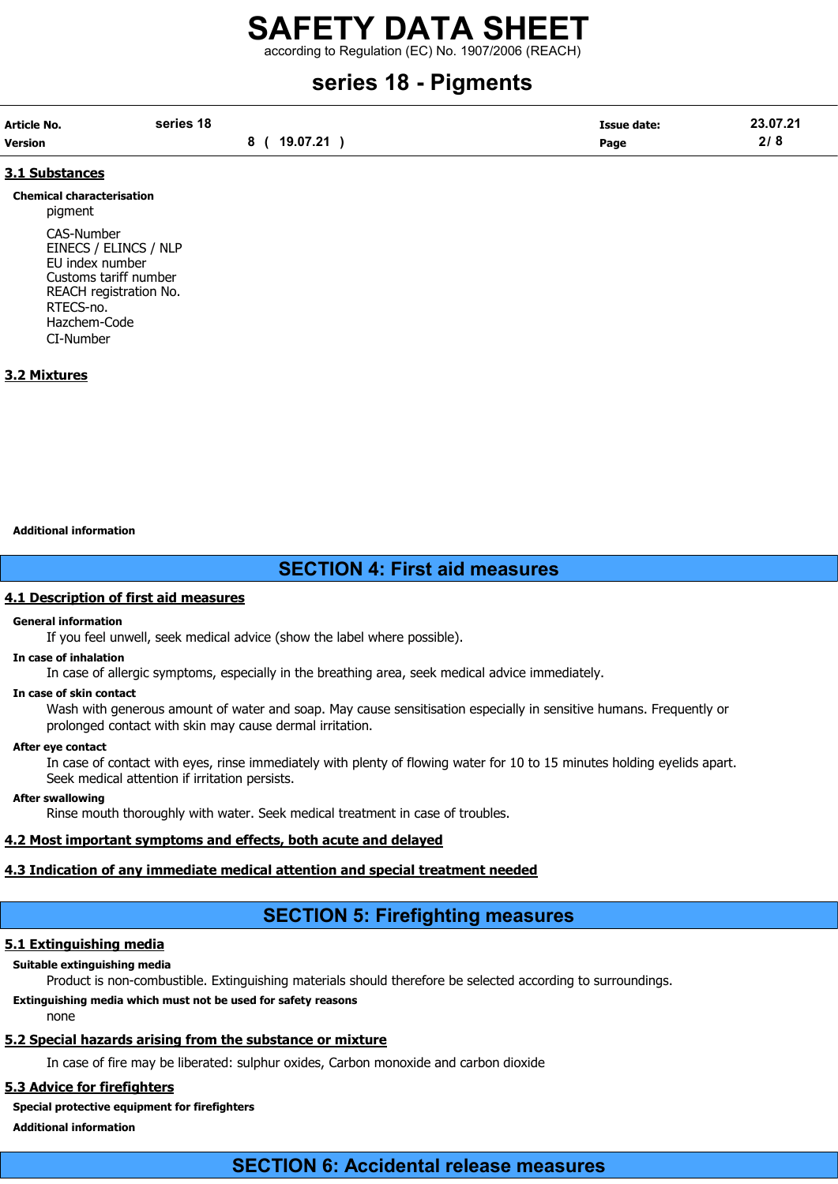### 3.1 Substances

**Chemical characterisation**

pigment

CAS-Number
EINECS / ELINCS / NLP
EU index number
Customs tariff number
REACH registration No.
RTECS-no.
Hazchem-Code
CI-Number

### 3.2 Mixtures

**Additional information**

## SECTION 4: First aid measures

### 4.1 Description of first aid measures

**General information**

If you feel unwell, seek medical advice (show the label where possible).

**In case of inhalation**

In case of allergic symptoms, especially in the breathing area, seek medical advice immediately.

**In case of skin contact**

Wash with generous amount of water and soap. May cause sensitisation especially in sensitive humans. Frequently or prolonged contact with skin may cause dermal irritation.

**After eye contact**

In case of contact with eyes, rinse immediately with plenty of flowing water for 10 to 15 minutes holding eyelids apart. Seek medical attention if irritation persists.

**After swallowing**

Rinse mouth thoroughly with water. Seek medical treatment in case of troubles.

### 4.2 Most important symptoms and effects, both acute and delayed

### 4.3 Indication of any immediate medical attention and special treatment needed

## SECTION 5: Firefighting measures

### 5.1 Extinguishing media

**Suitable extinguishing media**

Product is non-combustible. Extinguishing materials should therefore be selected according to surroundings.

**Extinguishing media which must not be used for safety reasons**

none

### 5.2 Special hazards arising from the substance or mixture

In case of fire may be liberated: sulphur oxides, Carbon monoxide and carbon dioxide

### 5.3 Advice for firefighters

**Special protective equipment for firefighters**

**Additional information**

## SECTION 6: Accidental release measures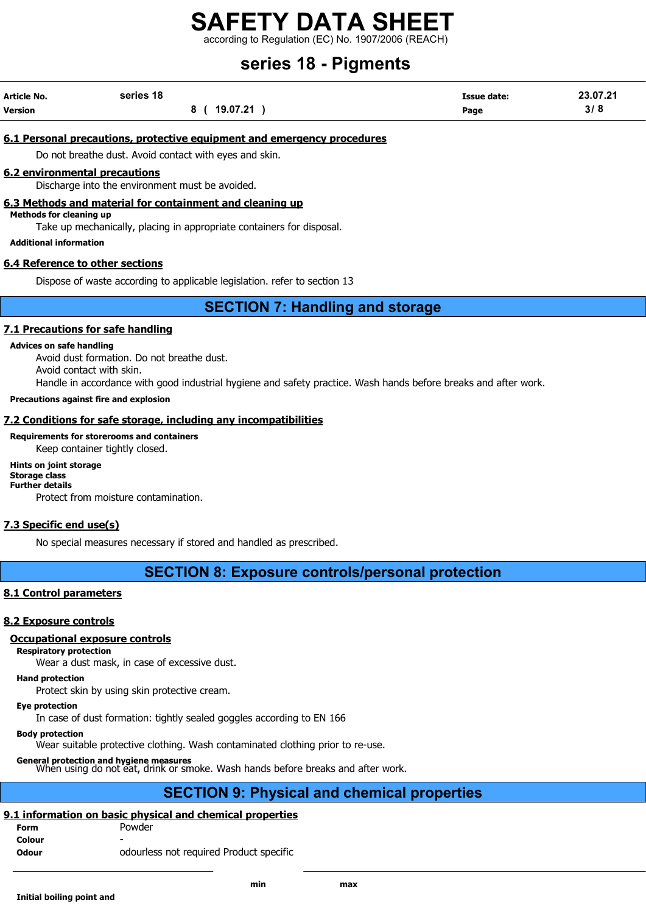### 6.1 Personal precautions, protective equipment and emergency procedures

Do not breathe dust. Avoid contact with eyes and skin.

### 6.2 environmental precautions

Discharge into the environment must be avoided.

### 6.3 Methods and material for containment and cleaning up

**Methods for cleaning up**

Take up mechanically, placing in appropriate containers for disposal.

**Additional information**

### 6.4 Reference to other sections

Dispose of waste according to applicable legislation. refer to section 13

## SECTION 7: Handling and storage

### 7.1 Precautions for safe handling

**Advices on safe handling**

Avoid dust formation. Do not breathe dust.
Avoid contact with skin.
Handle in accordance with good industrial hygiene and safety practice. Wash hands before breaks and after work.

**Precautions against fire and explosion**

### 7.2 Conditions for safe storage, including any incompatibilities

**Requirements for storerooms and containers**

Keep container tightly closed.

**Hints on joint storage**
**Storage class**
**Further details**

Protect from moisture contamination.

### 7.3 Specific end use(s)

No special measures necessary if stored and handled as prescribed.

## SECTION 8: Exposure controls/personal protection

### 8.1 Control parameters

### 8.2 Exposure controls

**Occupational exposure controls**

**Respiratory protection**

Wear a dust mask, in case of excessive dust.

**Hand protection**

Protect skin by using skin protective cream.

**Eye protection**

In case of dust formation: tightly sealed goggles according to EN 166

**Body protection**

Wear suitable protective clothing. Wash contaminated clothing prior to re-use.

**General protection and hygiene measures**

When using do not eat, drink or smoke. Wash hands before breaks and after work.

## SECTION 9: Physical and chemical properties

### 9.1 information on basic physical and chemical properties

| | |
|---|---|
| **Form** | Powder |
| **Colour** | - |
| **Odour** | odourless not required Product specific |

| | min | max |
|---|---|---|
| **Initial boiling point and** | | |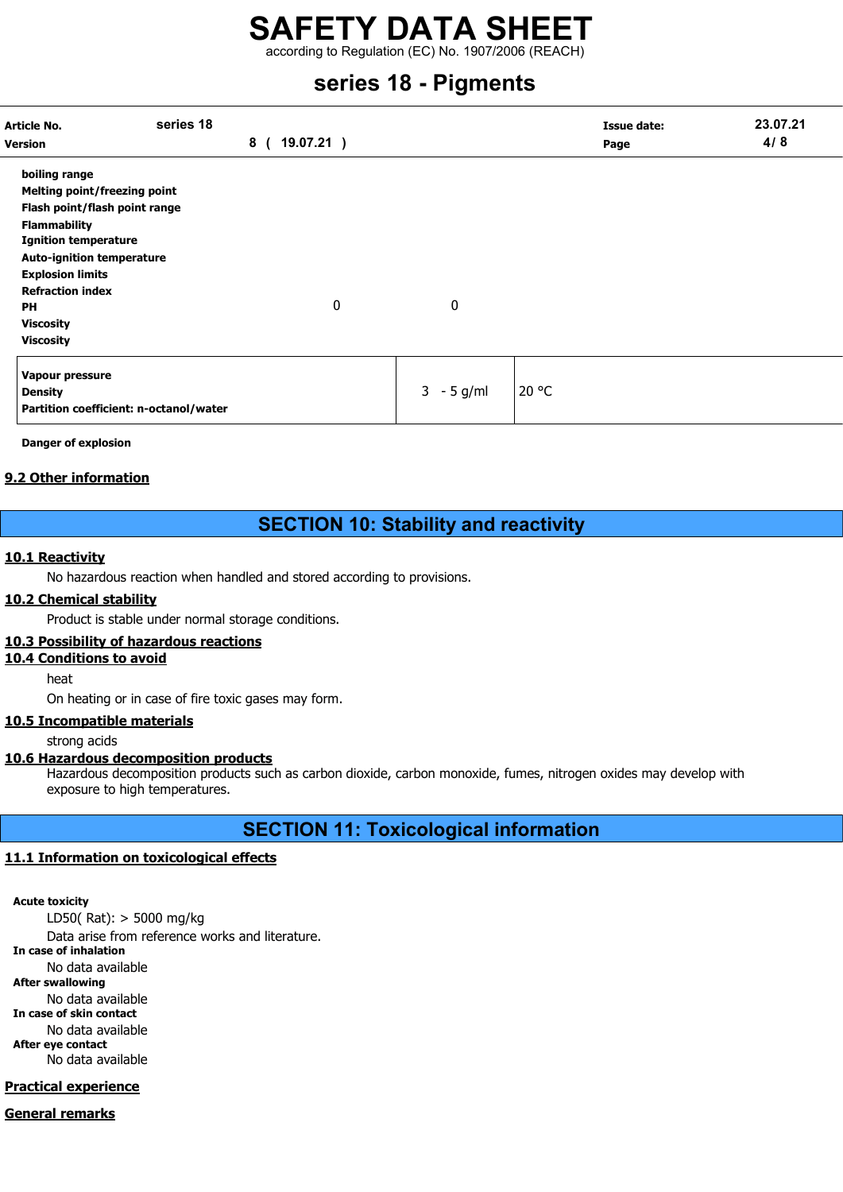| | | | |
|---|---|---|---|
| **boiling range** | | | |
| **Melting point/freezing point** | | | |
| **Flash point/flash point range** | | | |
| **Flammability** | | | |
| **Ignition temperature** | | | |
| **Auto-ignition temperature** | | | |
| **Explosion limits** | | | |
| **Refraction index** | | | |
| **PH** | 0 | 0 | |
| **Viscosity** | | | |
| **Viscosity** | | | |

| | | |
|---|---|---|
| **Vapour pressure** | | |
| **Density** | 3 - 5 g/ml | 20 °C |
| **Partition coefficient: n-octanol/water** | | |

**Danger of explosion**

### 9.2 Other information

## SECTION 10: Stability and reactivity

### 10.1 Reactivity

No hazardous reaction when handled and stored according to provisions.

### 10.2 Chemical stability

Product is stable under normal storage conditions.

### 10.3 Possibility of hazardous reactions

### 10.4 Conditions to avoid

heat

On heating or in case of fire toxic gases may form.

### 10.5 Incompatible materials

strong acids

### 10.6 Hazardous decomposition products

Hazardous decomposition products such as carbon dioxide, carbon monoxide, fumes, nitrogen oxides may develop with exposure to high temperatures.

## SECTION 11: Toxicological information

### 11.1 Information on toxicological effects

**Acute toxicity**

LD50( Rat): > 5000 mg/kg

Data arise from reference works and literature.

**In case of inhalation**

No data available

**After swallowing**

No data available

**In case of skin contact**

No data available

**After eye contact**

No data available

### Practical experience

### General remarks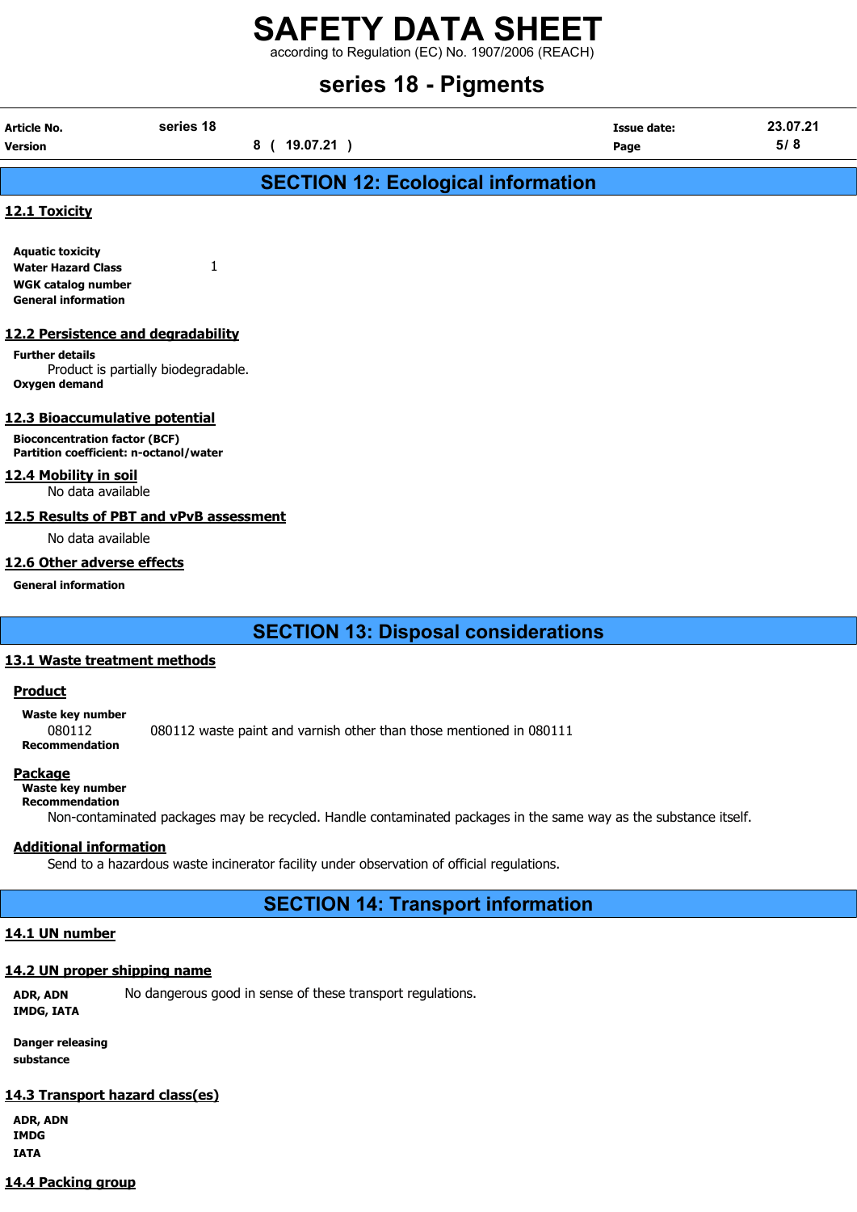## SECTION 12: Ecological information

### 12.1 Toxicity

**Aquatic toxicity**
**Water Hazard Class** 1
**WGK catalog number**
**General information**

### 12.2 Persistence and degradability

**Further details**
Product is partially biodegradable.
**Oxygen demand**

### 12.3 Bioaccumulative potential

**Bioconcentration factor (BCF)**
**Partition coefficient: n-octanol/water**

### 12.4 Mobility in soil

No data available

### 12.5 Results of PBT and vPvB assessment

No data available

### 12.6 Other adverse effects

**General information**

## SECTION 13: Disposal considerations

### 13.1 Waste treatment methods

**Product**

**Waste key number**
080112 080112 waste paint and varnish other than those mentioned in 080111
**Recommendation**

**Package**
**Waste key number**
**Recommendation**
Non-contaminated packages may be recycled. Handle contaminated packages in the same way as the substance itself.

**Additional information**
Send to a hazardous waste incinerator facility under observation of official regulations.

## SECTION 14: Transport information

### 14.1 UN number

### 14.2 UN proper shipping name

**ADR, ADN** No dangerous good in sense of these transport regulations.
**IMDG, IATA**

**Danger releasing substance**

### 14.3 Transport hazard class(es)

**ADR, ADN**
**IMDG**
**IATA**

### 14.4 Packing group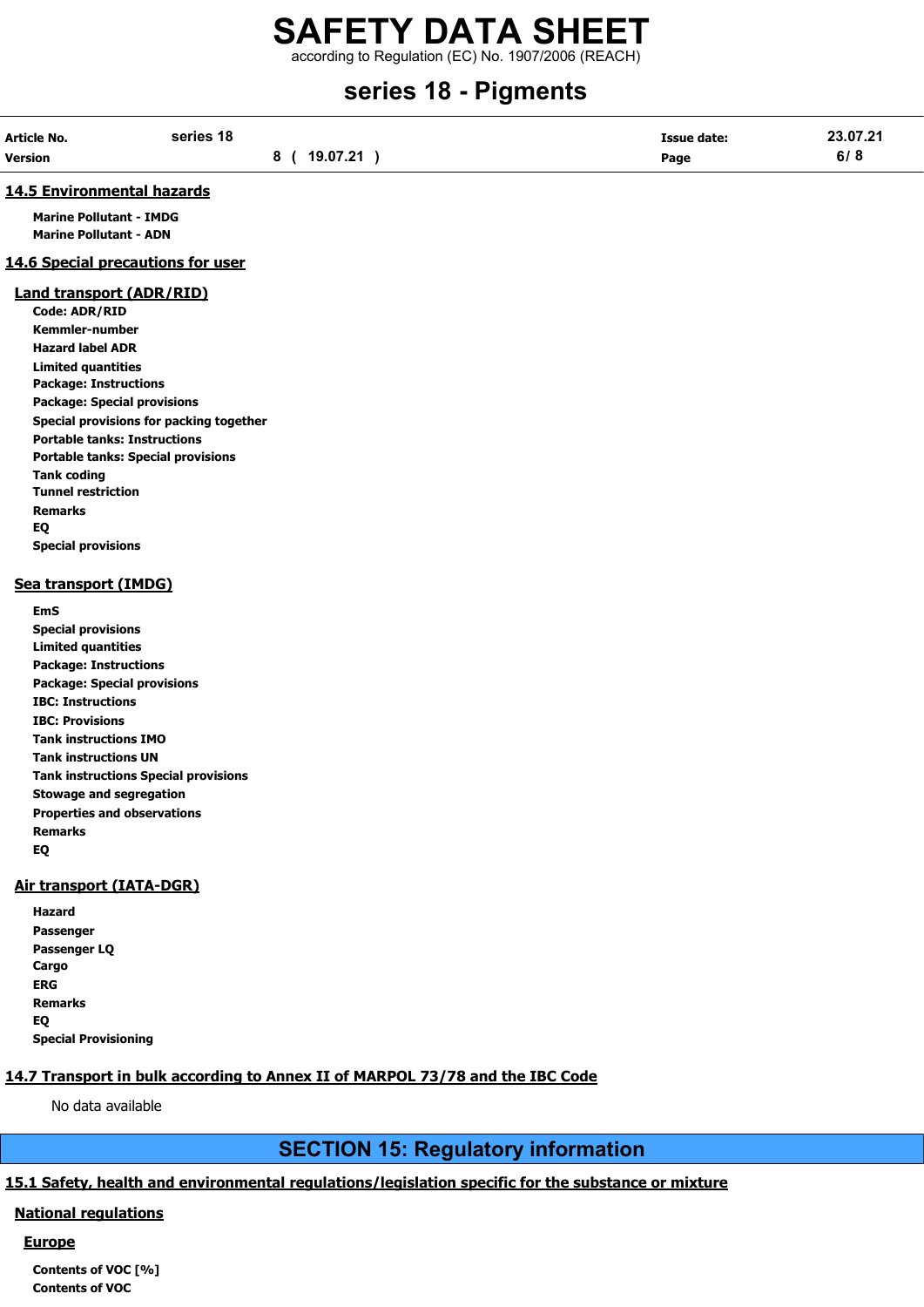### 14.5 Environmental hazards

**Marine Pollutant - IMDG**
**Marine Pollutant - ADN**

### 14.6 Special precautions for user

#### Land transport (ADR/RID)

**Code: ADR/RID**
**Kemmler-number**
**Hazard label ADR**
**Limited quantities**
**Package: Instructions**
**Package: Special provisions**
**Special provisions for packing together**
**Portable tanks: Instructions**
**Portable tanks: Special provisions**
**Tank coding**
**Tunnel restriction**
**Remarks**
**EQ**
**Special provisions**

#### Sea transport (IMDG)

**EmS**
**Special provisions**
**Limited quantities**
**Package: Instructions**
**Package: Special provisions**
**IBC: Instructions**
**IBC: Provisions**
**Tank instructions IMO**
**Tank instructions UN**
**Tank instructions Special provisions**
**Stowage and segregation**
**Properties and observations**
**Remarks**
**EQ**

#### Air transport (IATA-DGR)

**Hazard**
**Passenger**
**Passenger LQ**
**Cargo**
**ERG**
**Remarks**
**EQ**
**Special Provisioning**

### 14.7 Transport in bulk according to Annex II of MARPOL 73/78 and the IBC Code

No data available

## SECTION 15: Regulatory information

### 15.1 Safety, health and environmental regulations/legislation specific for the substance or mixture

#### National regulations

##### Europe

**Contents of VOC [%]**
**Contents of VOC**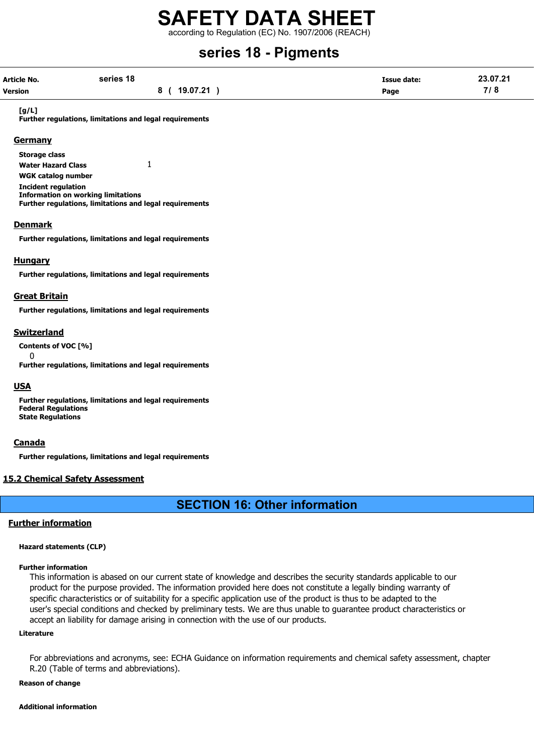**[g/L]**

**Further regulations, limitations and legal requirements**

## Germany

**Storage class**

**Water Hazard Class** 1

**WGK catalog number**

**Incident regulation**

**Information on working limitations**

**Further regulations, limitations and legal requirements**

## Denmark

**Further regulations, limitations and legal requirements**

## Hungary

**Further regulations, limitations and legal requirements**

## Great Britain

**Further regulations, limitations and legal requirements**

## Switzerland

**Contents of VOC [%]**

0

**Further regulations, limitations and legal requirements**

## USA

**Further regulations, limitations and legal requirements**

**Federal Regulations**

**State Regulations**

## Canada

**Further regulations, limitations and legal requirements**

## 15.2 Chemical Safety Assessment

# SECTION 16: Other information

## Further information

**Hazard statements (CLP)**

**Further information**

This information is abased on our current state of knowledge and describes the security standards applicable to our product for the purpose provided. The information provided here does not constitute a legally binding warranty of specific characteristics or of suitability for a specific application use of the product is thus to be adapted to the user's special conditions and checked by preliminary tests. We are thus unable to guarantee product characteristics or accept an liability for damage arising in connection with the use of our products.

**Literature**

For abbreviations and acronyms, see: ECHA Guidance on information requirements and chemical safety assessment, chapter R.20 (Table of terms and abbreviations).

**Reason of change**

**Additional information**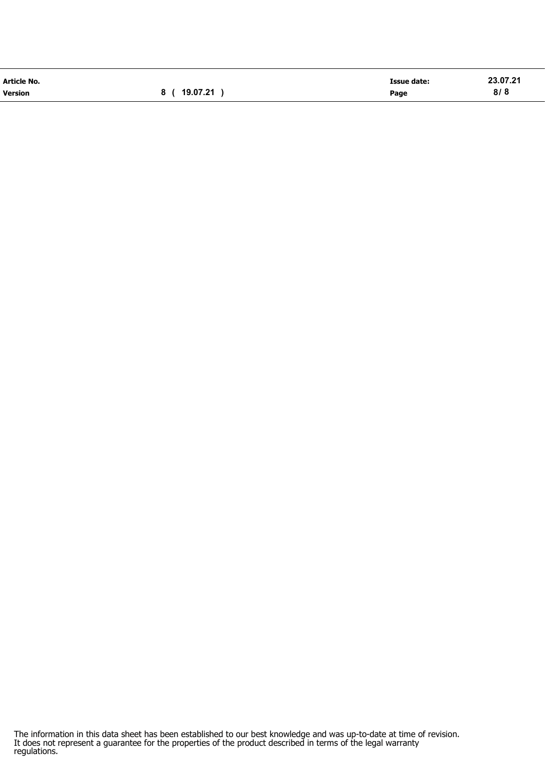The information in this data sheet has been established to our best knowledge and was up-to-date at time of revision. It does not represent a guarantee for the properties of the product described in terms of the legal warranty regulations.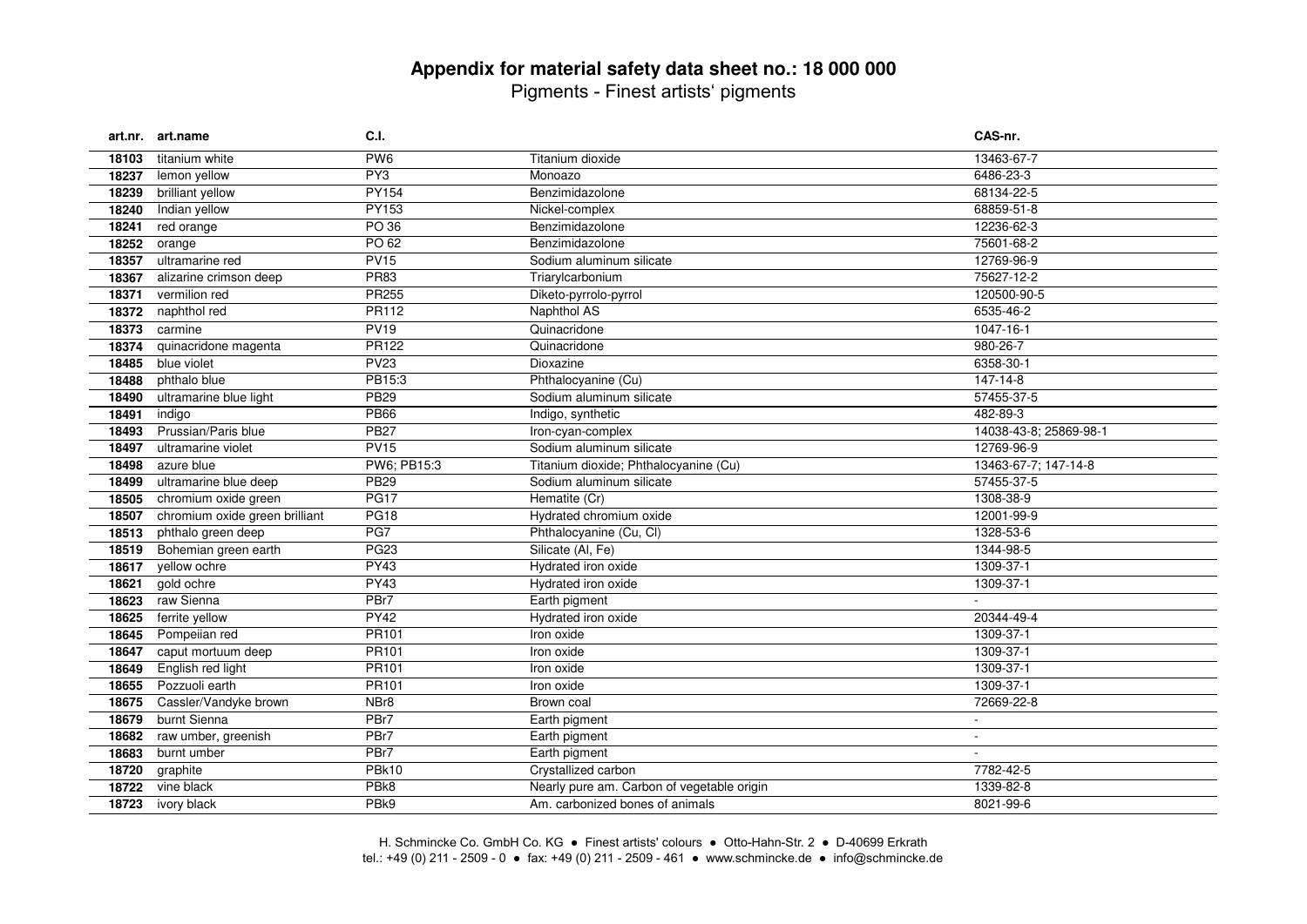# Appendix for material safety data sheet no.: 18 000 000

Pigments - Finest artists' pigments

| art.nr. | art.name | C.I. | | CAS-nr. |
|---|---|---|---|---|
| 18103 | titanium white | PW6 | Titanium dioxide | 13463-67-7 |
| 18237 | lemon yellow | PY3 | Monoazo | 6486-23-3 |
| 18239 | brilliant yellow | PY154 | Benzimidazolone | 68134-22-5 |
| 18240 | Indian yellow | PY153 | Nickel-complex | 68859-51-8 |
| 18241 | red orange | PO 36 | Benzimidazolone | 12236-62-3 |
| 18252 | orange | PO 62 | Benzimidazolone | 75601-68-2 |
| 18357 | ultramarine red | PV15 | Sodium aluminum silicate | 12769-96-9 |
| 18367 | alizarine crimson deep | PR83 | Triarylcarbonium | 75627-12-2 |
| 18371 | vermilion red | PR255 | Diketo-pyrrolo-pyrrol | 120500-90-5 |
| 18372 | naphthol red | PR112 | Naphthol AS | 6535-46-2 |
| 18373 | carmine | PV19 | Quinacridone | 1047-16-1 |
| 18374 | quinacridone magenta | PR122 | Quinacridone | 980-26-7 |
| 18485 | blue violet | PV23 | Dioxazine | 6358-30-1 |
| 18488 | phthalo blue | PB15:3 | Phthalocyanine (Cu) | 147-14-8 |
| 18490 | ultramarine blue light | PB29 | Sodium aluminum silicate | 57455-37-5 |
| 18491 | indigo | PB66 | Indigo, synthetic | 482-89-3 |
| 18493 | Prussian/Paris blue | PB27 | Iron-cyan-complex | 14038-43-8; 25869-98-1 |
| 18497 | ultramarine violet | PV15 | Sodium aluminum silicate | 12769-96-9 |
| 18498 | azure blue | PW6; PB15:3 | Titanium dioxide; Phthalocyanine (Cu) | 13463-67-7; 147-14-8 |
| 18499 | ultramarine blue deep | PB29 | Sodium aluminum silicate | 57455-37-5 |
| 18505 | chromium oxide green | PG17 | Hematite (Cr) | 1308-38-9 |
| 18507 | chromium oxide green brilliant | PG18 | Hydrated chromium oxide | 12001-99-9 |
| 18513 | phthalo green deep | PG7 | Phthalocyanine (Cu, Cl) | 1328-53-6 |
| 18519 | Bohemian green earth | PG23 | Silicate (Al, Fe) | 1344-98-5 |
| 18617 | yellow ochre | PY43 | Hydrated iron oxide | 1309-37-1 |
| 18621 | gold ochre | PY43 | Hydrated iron oxide | 1309-37-1 |
| 18623 | raw Sienna | PBr7 | Earth pigment | - |
| 18625 | ferrite yellow | PY42 | Hydrated iron oxide | 20344-49-4 |
| 18645 | Pompeiian red | PR101 | Iron oxide | 1309-37-1 |
| 18647 | caput mortuum deep | PR101 | Iron oxide | 1309-37-1 |
| 18649 | English red light | PR101 | Iron oxide | 1309-37-1 |
| 18655 | Pozzuoli earth | PR101 | Iron oxide | 1309-37-1 |
| 18675 | Cassler/Vandyke brown | NBr8 | Brown coal | 72669-22-8 |
| 18679 | burnt Sienna | PBr7 | Earth pigment | - |
| 18682 | raw umber, greenish | PBr7 | Earth pigment | - |
| 18683 | burnt umber | PBr7 | Earth pigment | - |
| 18720 | graphite | PBk10 | Crystallized carbon | 7782-42-5 |
| 18722 | vine black | PBk8 | Nearly pure am. Carbon of vegetable origin | 1339-82-8 |
| 18723 | ivory black | PBk9 | Am. carbonized bones of animals | 8021-99-6 |

H. Schmincke Co. GmbH Co. KG ● Finest artists' colours ● Otto-Hahn-Str. 2 ● D-40699 Erkrath
tel.: +49 (0) 211 - 2509 - 0 ● fax: +49 (0) 211 - 2509 - 461 ● www.schmincke.de ● info@schmincke.de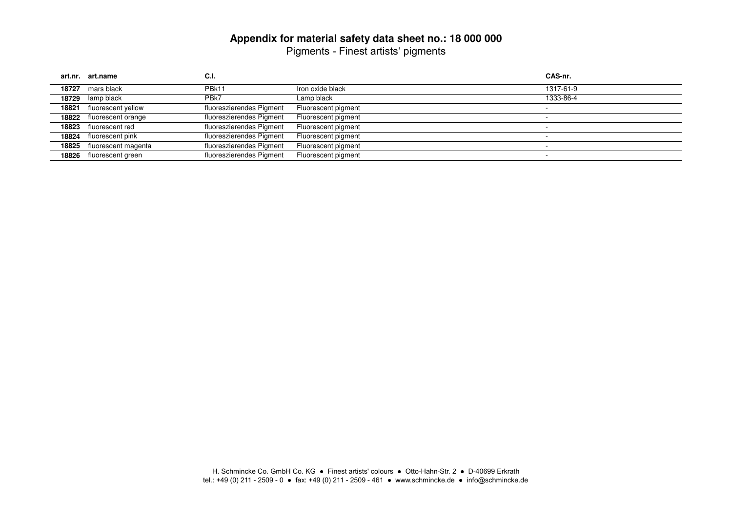## Appendix for material safety data sheet no.: 18 000 000

Pigments - Finest artists' pigments

| art.nr. | art.name | C.I. | | CAS-nr. |
|---|---|---|---|---|
| **18727** | mars black | PBk11 | Iron oxide black | 1317-61-9 |
| **18729** | lamp black | PBk7 | Lamp black | 1333-86-4 |
| **18821** | fluorescent yellow | fluoreszierendes Pigment | Fluorescent pigment | - |
| **18822** | fluorescent orange | fluoreszierendes Pigment | Fluorescent pigment | - |
| **18823** | fluorescent red | fluoreszierendes Pigment | Fluorescent pigment | - |
| **18824** | fluorescent pink | fluoreszierendes Pigment | Fluorescent pigment | - |
| **18825** | fluorescent magenta | fluoreszierendes Pigment | Fluorescent pigment | - |
| **18826** | fluorescent green | fluoreszierendes Pigment | Fluorescent pigment | - |

H. Schmincke Co. GmbH Co. KG ● Finest artists' colours ● Otto-Hahn-Str. 2 ● D-40699 Erkrath
tel.: +49 (0) 211 - 2509 - 0 ● fax: +49 (0) 211 - 2509 - 461 ● www.schmincke.de ● info@schmincke.de